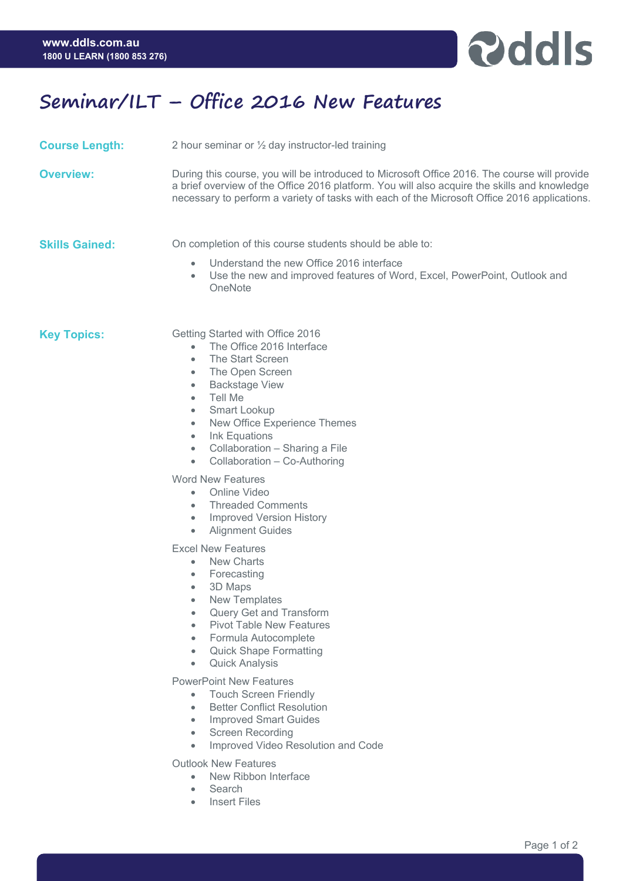# Seminar/ILT – Office 2016 New Features

**Course Length:** 2 hour seminar or ½ day instructor-led training

**Overview:** During this course, you will be introduced to Microsoft Office 2016. The course will provide a brief overview of the Office 2016 platform. You will also acquire the skills and knowledge necessary to perform a variety of tasks with each of the Microsoft Office 2016 applications.

**Skills Gained:** On completion of this course students should be able to:

- Understand the new Office 2016 interface
- Use the new and improved features of Word, Excel, PowerPoint, Outlook and OneNote

**Key Topics:**

Getting Started with Office 2016

- The Office 2016 Interface
- The Start Screen
- The Open Screen
- Backstage View
- Tell Me
- Smart Lookup
- New Office Experience Themes
- Ink Equations
- Collaboration – Sharing a File
- Collaboration – Co-Authoring

Word New Features

- Online Video
- Threaded Comments
- Improved Version History
- Alignment Guides

Excel New Features

- New Charts
- Forecasting
- 3D Maps
- New Templates
- Query Get and Transform
- Pivot Table New Features
- Formula Autocomplete
- Quick Shape Formatting
- Quick Analysis

PowerPoint New Features

- Touch Screen Friendly
- Better Conflict Resolution
- Improved Smart Guides
- Screen Recording
- Improved Video Resolution and Code

Outlook New Features

- New Ribbon Interface
- Search
- Insert Files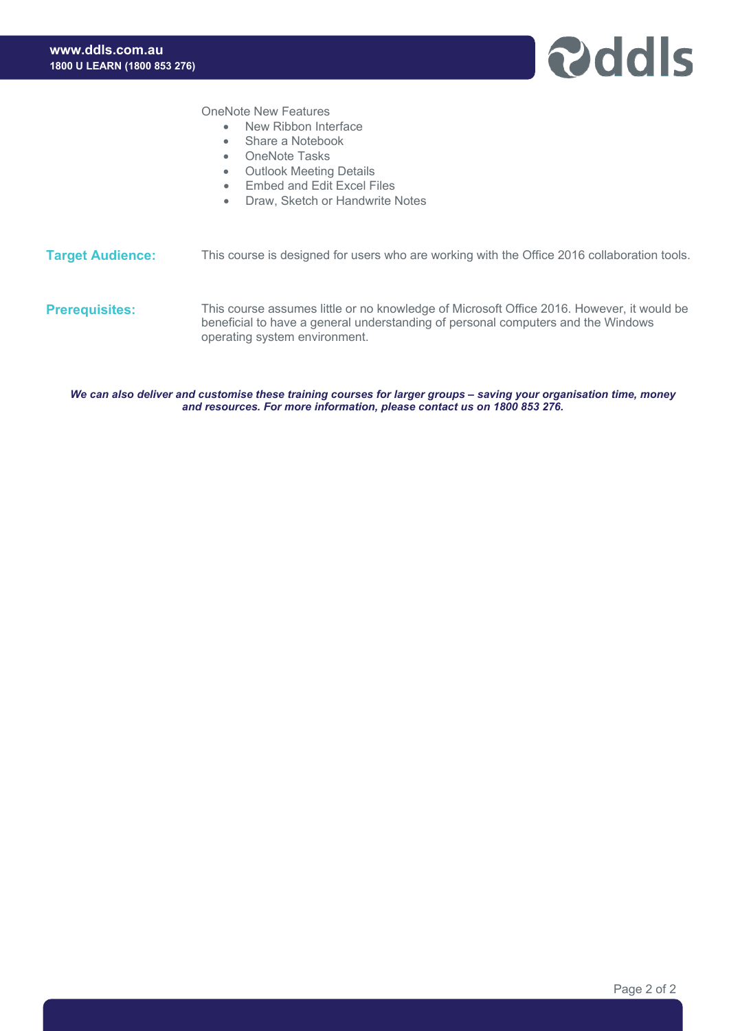OneNote New Features

- New Ribbon Interface
- Share a Notebook
- OneNote Tasks
- Outlook Meeting Details
- Embed and Edit Excel Files
- Draw, Sketch or Handwrite Notes

**Target Audience:**

This course is designed for users who are working with the Office 2016 collaboration tools.

**Prerequisites:**

This course assumes little or no knowledge of Microsoft Office 2016. However, it would be beneficial to have a general understanding of personal computers and the Windows operating system environment.

***We can also deliver and customise these training courses for larger groups – saving your organisation time, money and resources. For more information, please contact us on 1800 853 276.***